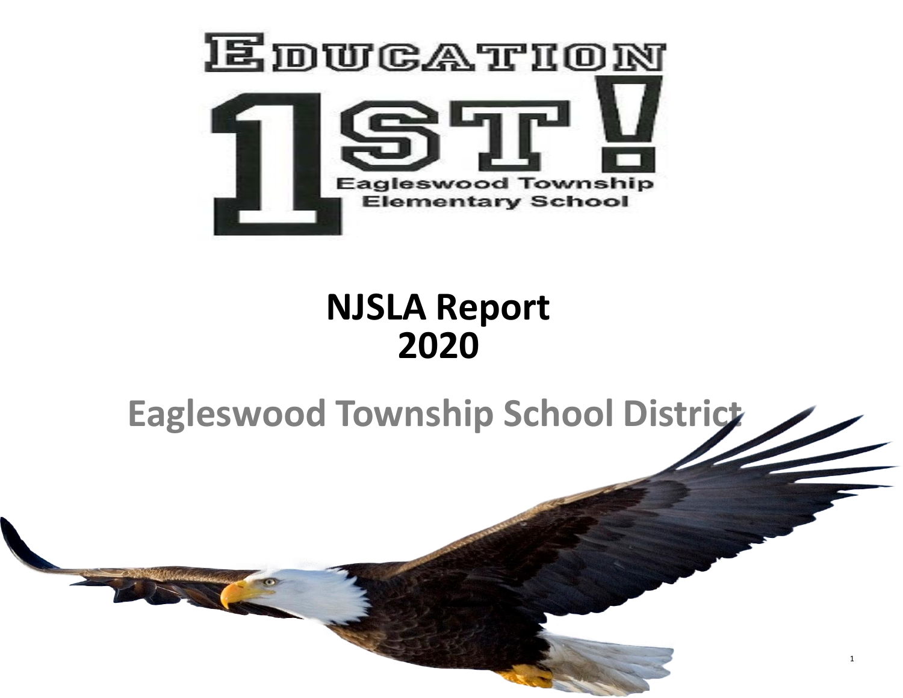EDUCATION 1ST!

Eagleswood Township Elementary School

# NJSLA Report 2020

## Eagleswood Township School District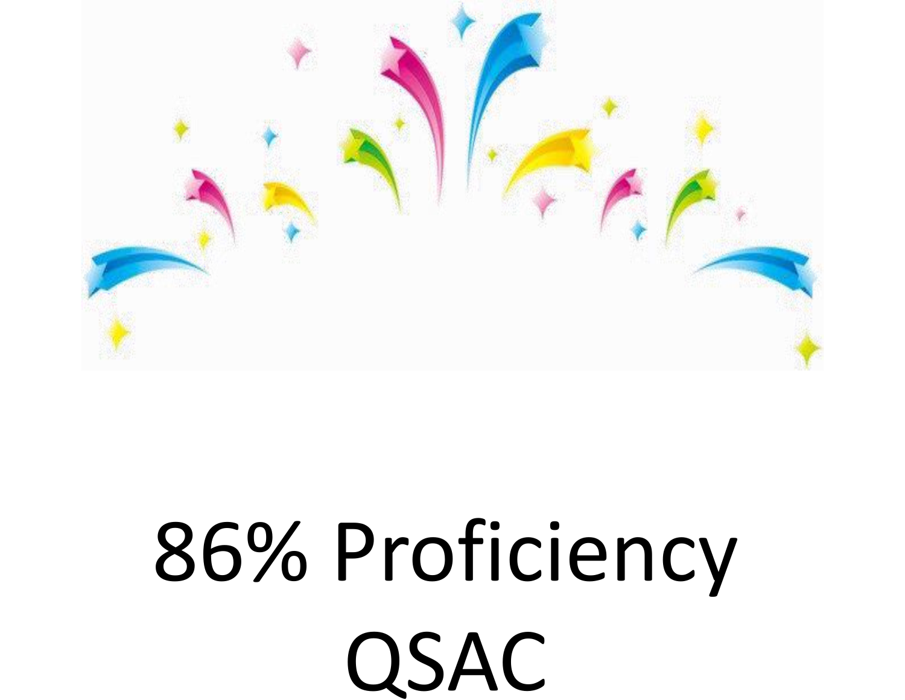86% Proficiency

QSAC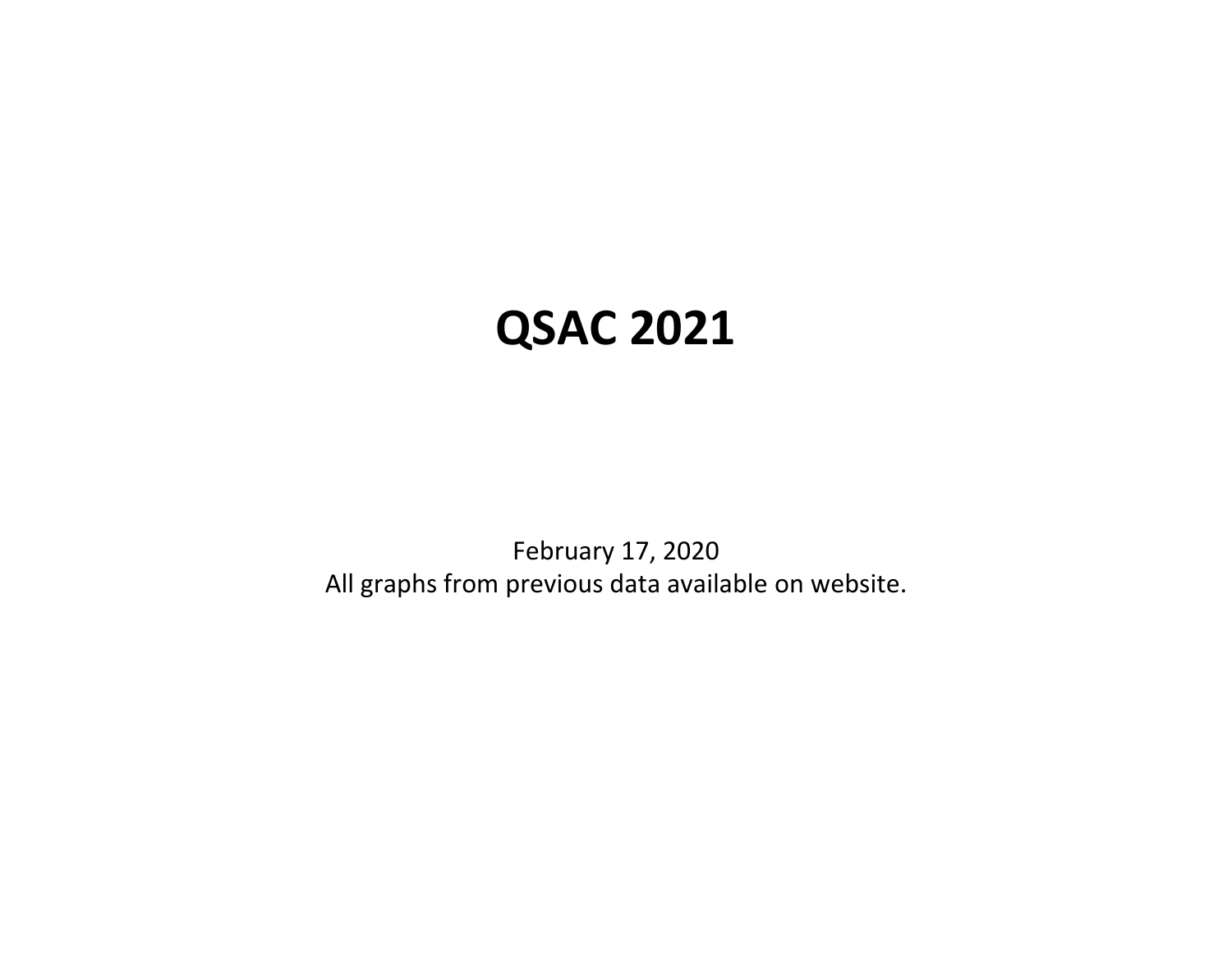# QSAC 2021

February 17, 2020
All graphs from previous data available on website.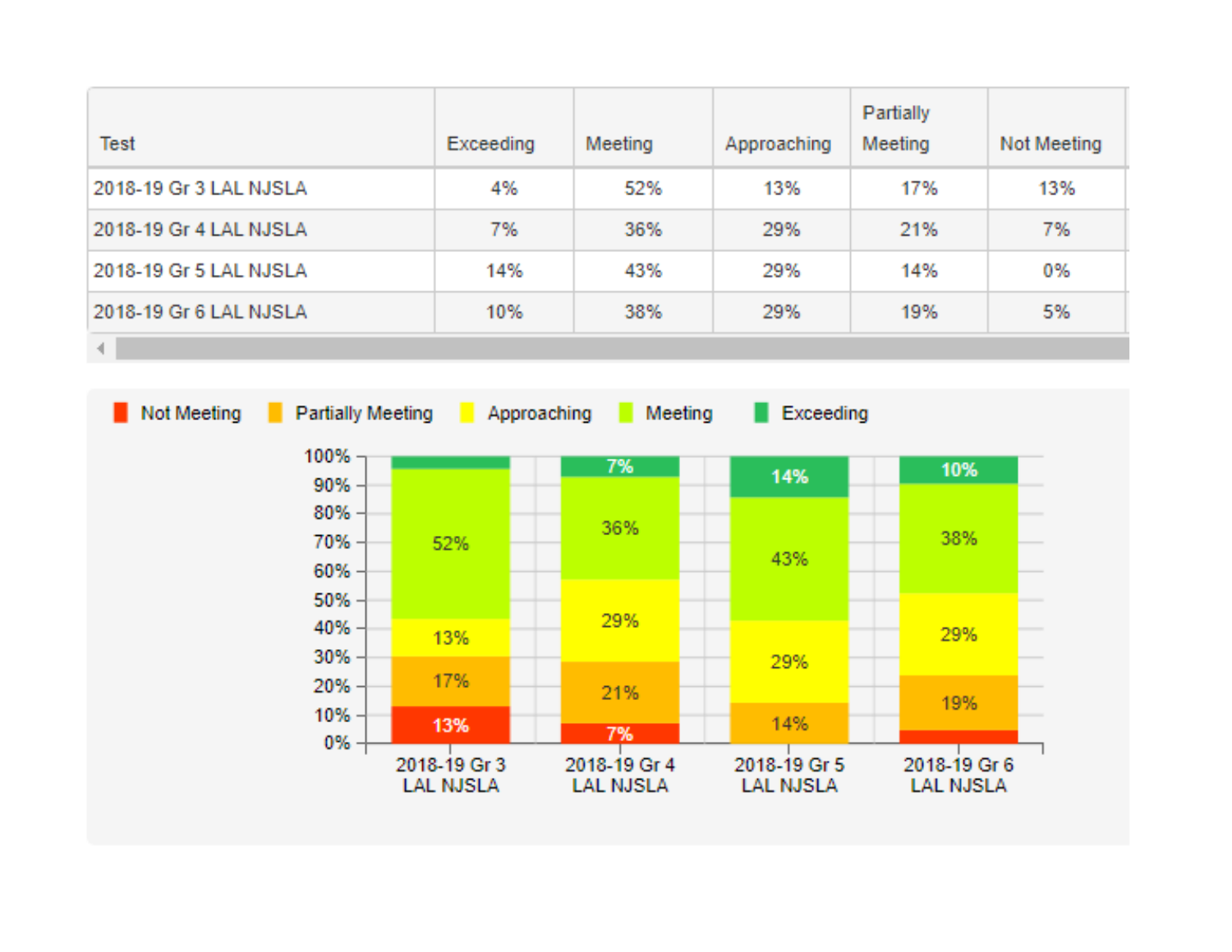| Test | Exceeding | Meeting | Approaching | Partially Meeting | Not Meeting |
|---|---|---|---|---|---|
| 2018-19 Gr 3 LAL NJSLA | 4% | 52% | 13% | 17% | 13% |
| 2018-19 Gr 4 LAL NJSLA | 7% | 36% | 29% | 21% | 7% |
| 2018-19 Gr 5 LAL NJSLA | 14% | 43% | 29% | 14% | 0% |
| 2018-19 Gr 6 LAL NJSLA | 10% | 38% | 29% | 19% | 5% |

Not Meeting | Partially Meeting | Approaching | Meeting | Exceeding

| Test | Not Meeting | Partially Meeting | Approaching | Meeting | Exceeding |
|---|---|---|---|---|---|
| 2018-19 Gr 3 LAL NJSLA | 13% | 17% | 13% | 52% | |
| 2018-19 Gr 4 LAL NJSLA | 7% | 21% | 29% | 36% | 7% |
| 2018-19 Gr 5 LAL NJSLA | | 14% | 29% | 43% | 14% |
| 2018-19 Gr 6 LAL NJSLA | | 19% | 29% | 38% | 10% |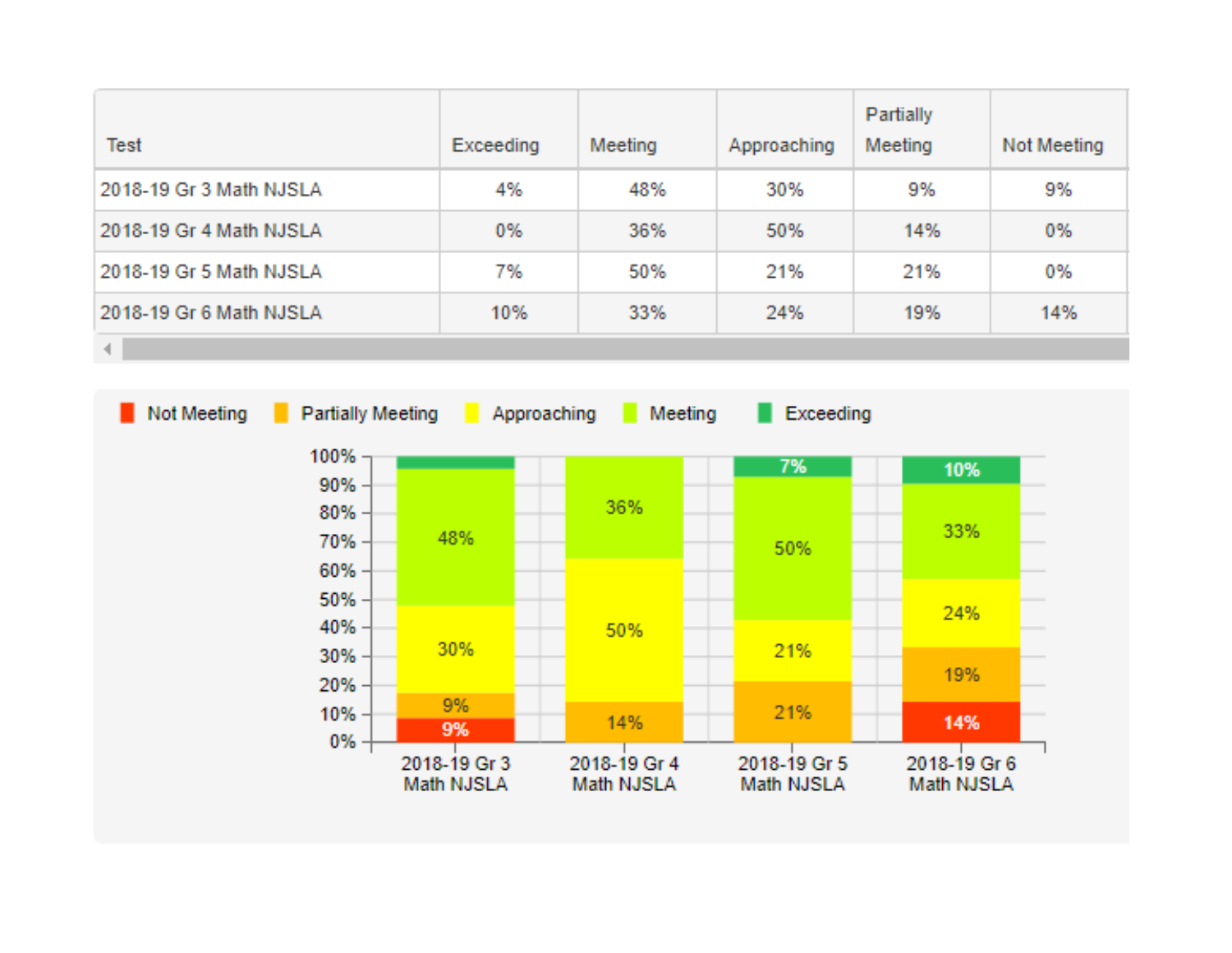| Test | Exceeding | Meeting | Approaching | Partially Meeting | Not Meeting |
|---|---|---|---|---|---|
| 2018-19 Gr 3 Math NJSLA | 4% | 48% | 30% | 9% | 9% |
| 2018-19 Gr 4 Math NJSLA | 0% | 36% | 50% | 14% | 0% |
| 2018-19 Gr 5 Math NJSLA | 7% | 50% | 21% | 21% | 0% |
| 2018-19 Gr 6 Math NJSLA | 10% | 33% | 24% | 19% | 14% |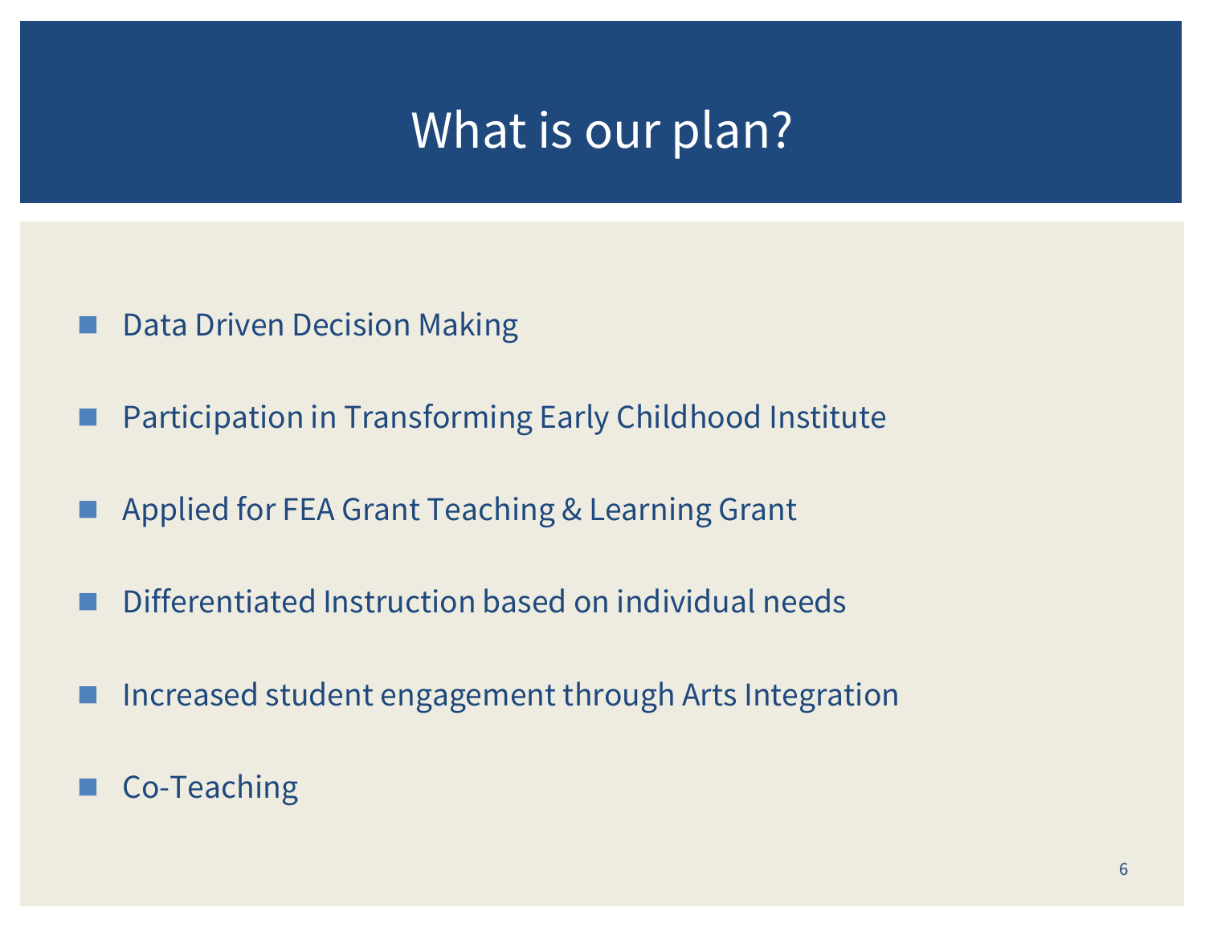# What is our plan?

- Data Driven Decision Making
- Participation in Transforming Early Childhood Institute
- Applied for FEA Grant Teaching & Learning Grant
- Differentiated Instruction based on individual needs
- Increased student engagement through Arts Integration
- Co-Teaching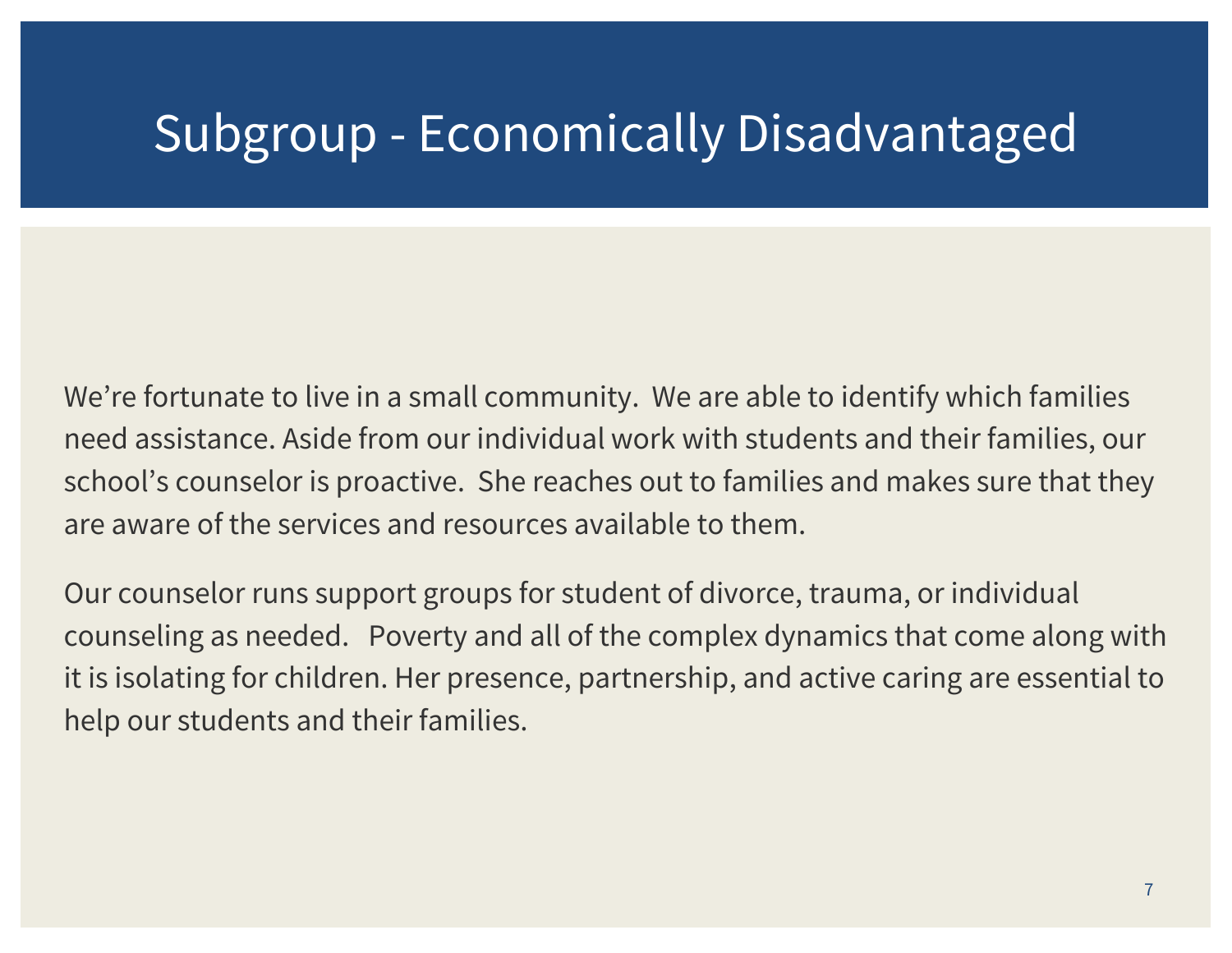# Subgroup - Economically Disadvantaged

We're fortunate to live in a small community. We are able to identify which families need assistance. Aside from our individual work with students and their families, our school's counselor is proactive. She reaches out to families and makes sure that they are aware of the services and resources available to them.

Our counselor runs support groups for student of divorce, trauma, or individual counseling as needed. Poverty and all of the complex dynamics that come along with it is isolating for children. Her presence, partnership, and active caring are essential to help our students and their families.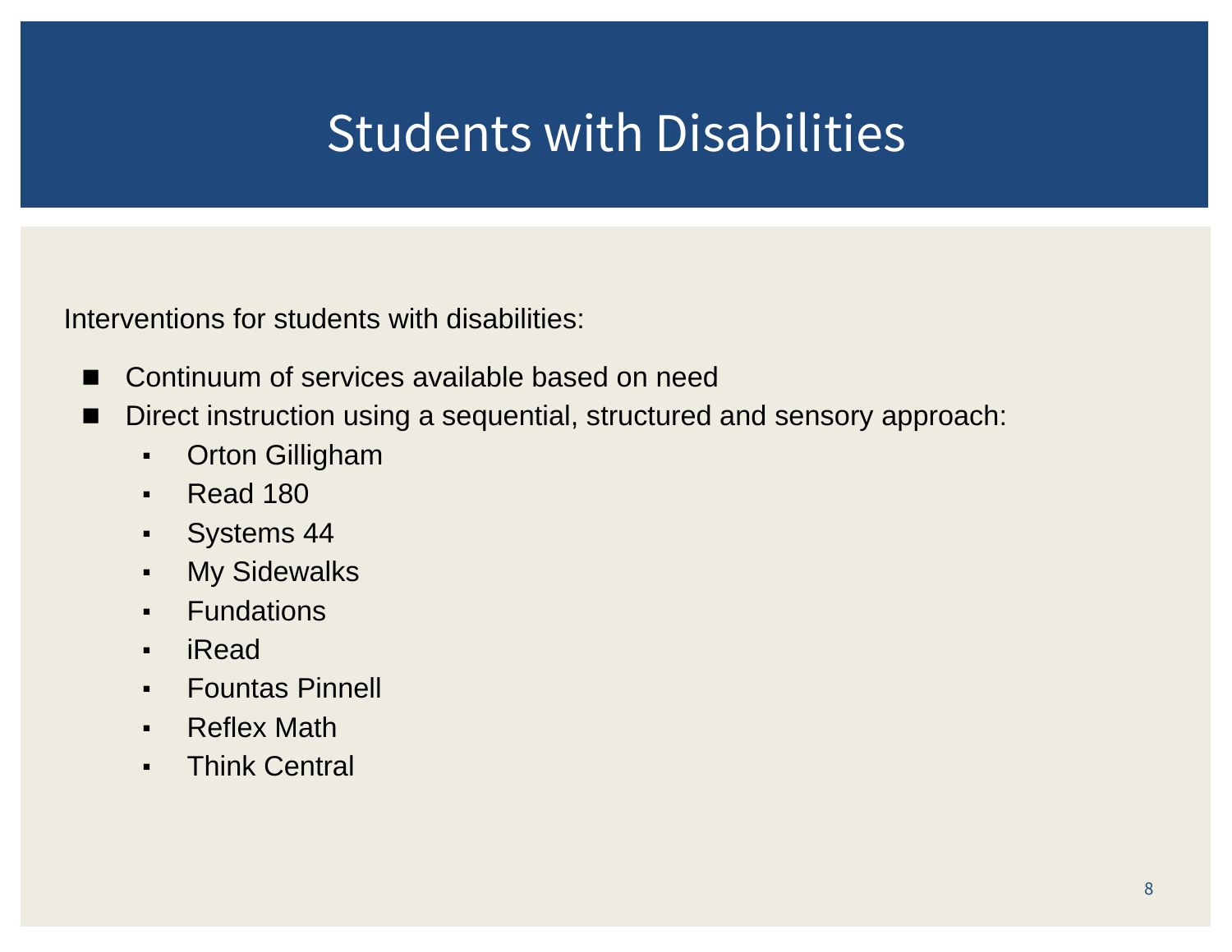# Students with Disabilities

Interventions for students with disabilities:

- Continuum of services available based on need
- Direct instruction using a sequential, structured and sensory approach:
  - Orton Gilligham
  - Read 180
  - Systems 44
  - My Sidewalks
  - Fundations
  - iRead
  - Fountas Pinnell
  - Reflex Math
  - Think Central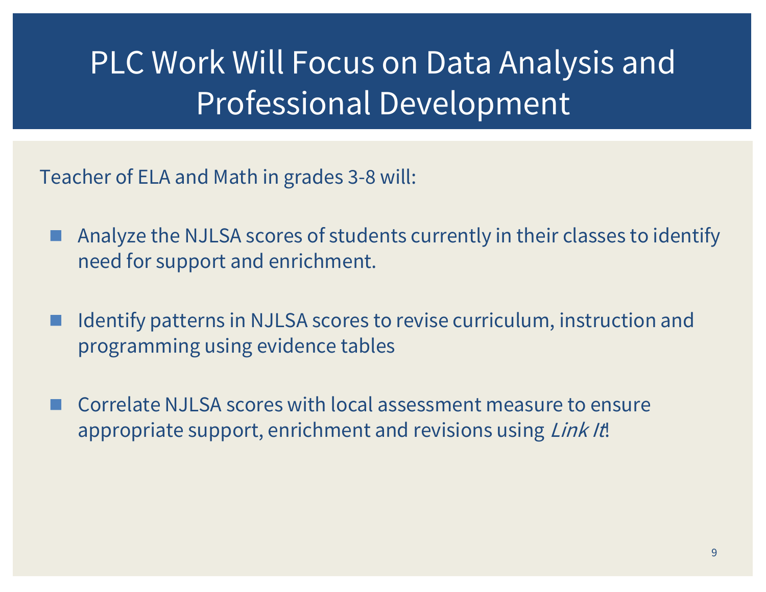# PLC Work Will Focus on Data Analysis and Professional Development

Teacher of ELA and Math in grades 3-8 will:

- Analyze the NJLSA scores of students currently in their classes to identify need for support and enrichment.
- Identify patterns in NJLSA scores to revise curriculum, instruction and programming using evidence tables
- Correlate NJLSA scores with local assessment measure to ensure appropriate support, enrichment and revisions using *Link It*!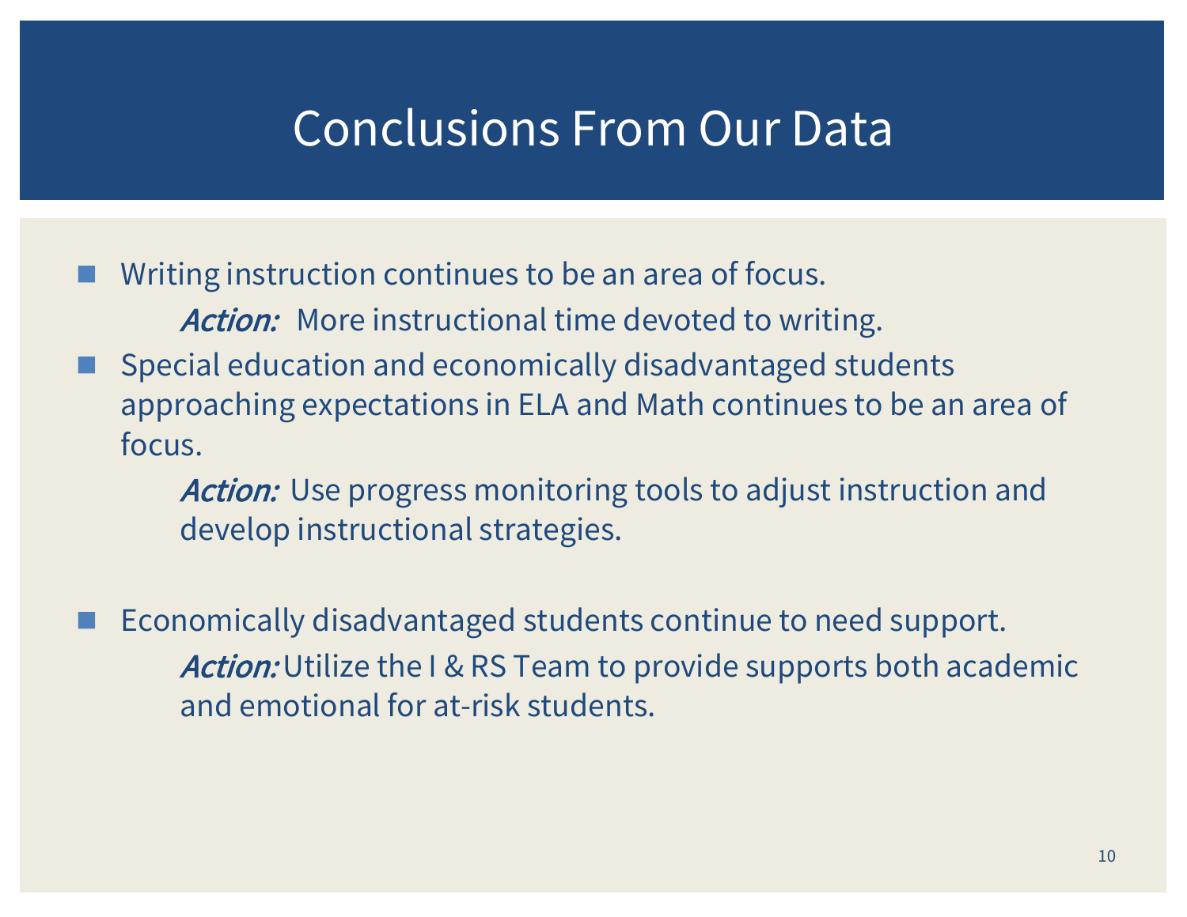# Conclusions From Our Data

- Writing instruction continues to be an area of focus.

    ***Action:*** More instructional time devoted to writing.

- Special education and economically disadvantaged students approaching expectations in ELA and Math continues to be an area of focus.

    ***Action:*** Use progress monitoring tools to adjust instruction and develop instructional strategies.

- Economically disadvantaged students continue to need support.

    ***Action:*** Utilize the I & RS Team to provide supports both academic and emotional for at-risk students.